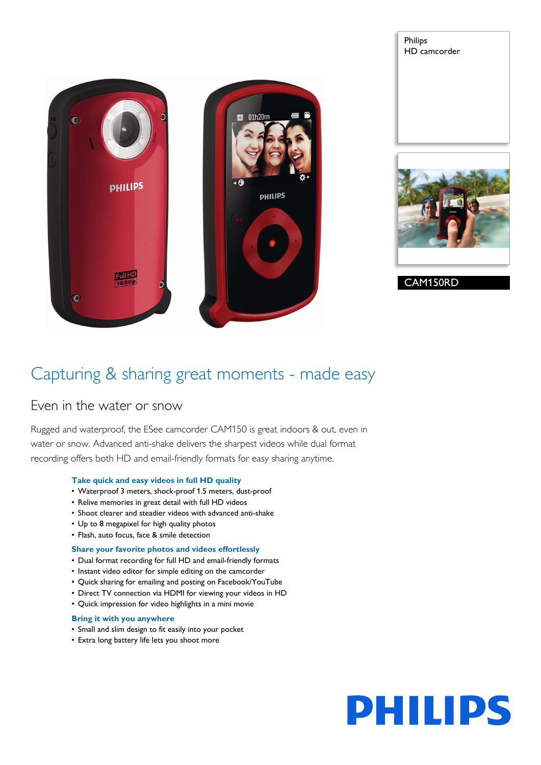Philips
HD camcorder

CAM150RD

# Capturing & sharing great moments - made easy

## Even in the water or snow

Rugged and waterproof, the ESee camcorder CAM150 is great indoors & out, even in water or snow. Advanced anti-shake delivers the sharpest videos while dual format recording offers both HD and email-friendly formats for easy sharing anytime.

### Take quick and easy videos in full HD quality

- Waterproof 3 meters, shock-proof 1.5 meters, dust-proof
- Relive memories in great detail with full HD videos
- Shoot clearer and steadier videos with advanced anti-shake
- Up to 8 megapixel for high quality photos
- Flash, auto focus, face & smile detection

### Share your favorite photos and videos effortlessly

- Dual format recording for full HD and email-friendly formats
- Instant video editor for simple editing on the camcorder
- Quick sharing for emailing and posting on Facebook/YouTube
- Direct TV connection via HDMI for viewing your videos in HD
- Quick impression for video highlights in a mini movie

### Bring it with you anywhere

- Small and slim design to fit easily into your pocket
- Extra long battery life lets you shoot more

PHILIPS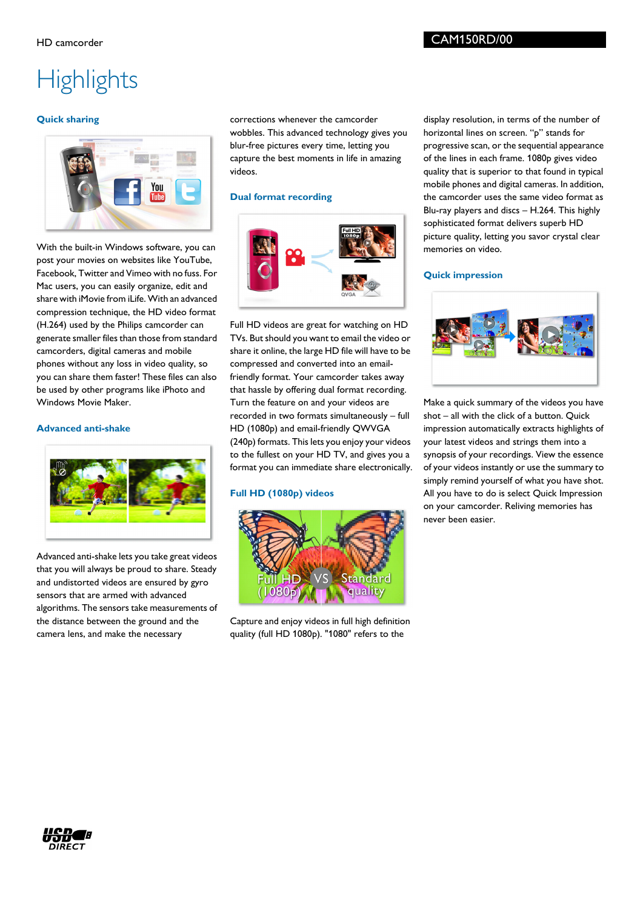HD camcorder

CAM150RD/00

# Highlights

### Quick sharing

With the built-in Windows software, you can post your movies on websites like YouTube, Facebook, Twitter and Vimeo with no fuss. For Mac users, you can easily organize, edit and share with iMovie from iLife. With an advanced compression technique, the HD video format (H.264) used by the Philips camcorder can generate smaller files than those from standard camcorders, digital cameras and mobile phones without any loss in video quality, so you can share them faster! These files can also be used by other programs like iPhoto and Windows Movie Maker.

### Advanced anti-shake

Advanced anti-shake lets you take great videos that you will always be proud to share. Steady and undistorted videos are ensured by gyro sensors that are armed with advanced algorithms. The sensors take measurements of the distance between the ground and the camera lens, and make the necessary corrections whenever the camcorder wobbles. This advanced technology gives you blur-free pictures every time, letting you capture the best moments in life in amazing videos.

### Dual format recording

Full HD videos are great for watching on HD TVs. But should you want to email the video or share it online, the large HD file will have to be compressed and converted into an email-friendly format. Your camcorder takes away that hassle by offering dual format recording. Turn the feature on and your videos are recorded in two formats simultaneously – full HD (1080p) and email-friendly QWVGA (240p) formats. This lets you enjoy your videos to the fullest on your HD TV, and gives you a format you can immediate share electronically.

### Full HD (1080p) videos

Capture and enjoy videos in full high definition quality (full HD 1080p). "1080" refers to the display resolution, in terms of the number of horizontal lines on screen. "p" stands for progressive scan, or the sequential appearance of the lines in each frame. 1080p gives video quality that is superior to that found in typical mobile phones and digital cameras. In addition, the camcorder uses the same video format as Blu-ray players and discs – H.264. This highly sophisticated format delivers superb HD picture quality, letting you savor crystal clear memories on video.

### Quick impression

Make a quick summary of the videos you have shot – all with the click of a button. Quick impression automatically extracts highlights of your latest videos and strings them into a synopsis of your recordings. View the essence of your videos instantly or use the summary to simply remind yourself of what you have shot. All you have to do is select Quick Impression on your camcorder. Reliving memories has never been easier.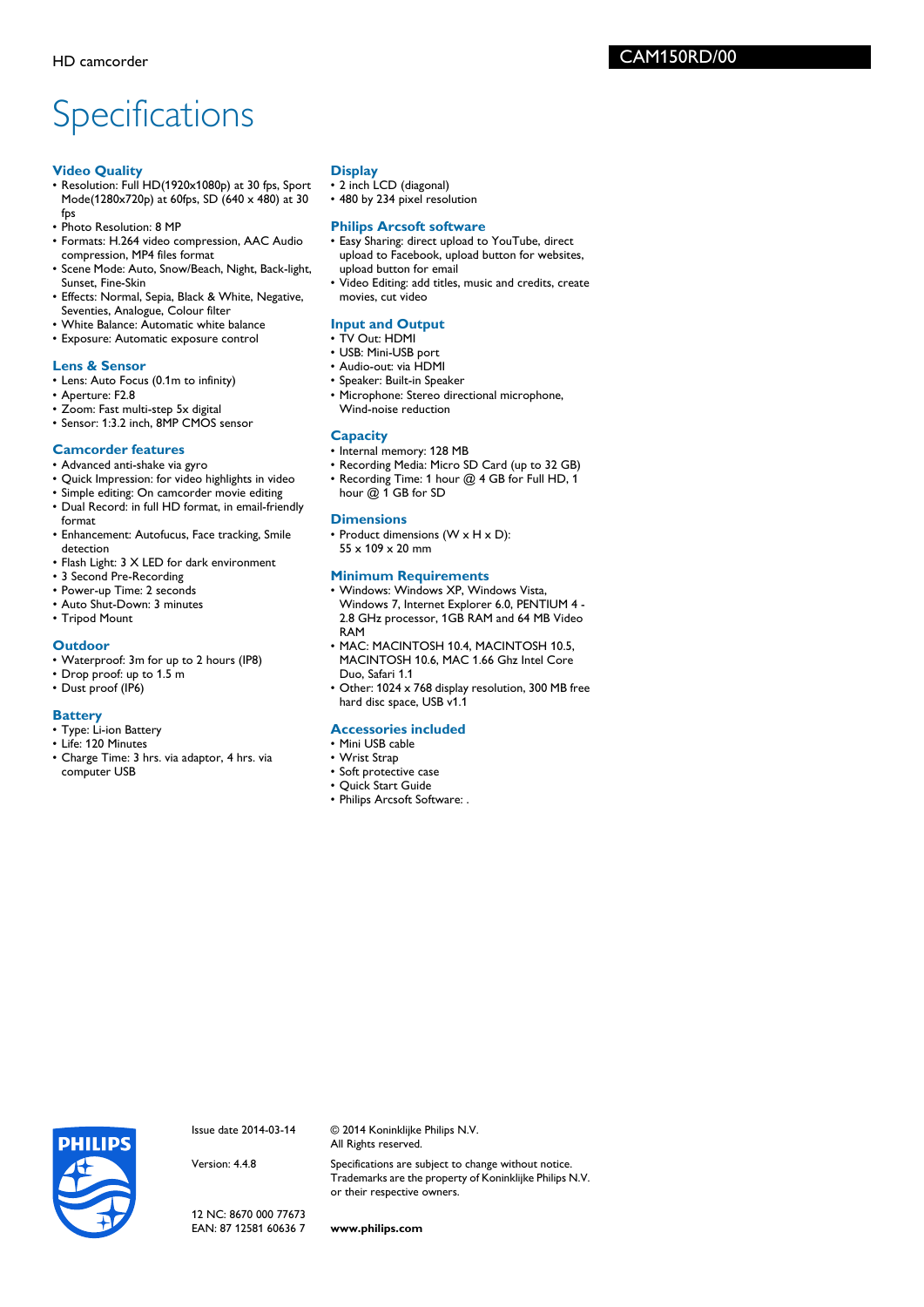HD camcorder

CAM150RD/00

# Specifications

## Video Quality

- Resolution: Full HD(1920x1080p) at 30 fps, Sport Mode(1280x720p) at 60fps, SD (640 x 480) at 30 fps
- Photo Resolution: 8 MP
- Formats: H.264 video compression, AAC Audio compression, MP4 files format
- Scene Mode: Auto, Snow/Beach, Night, Back-light, Sunset, Fine-Skin
- Effects: Normal, Sepia, Black & White, Negative, Seventies, Analogue, Colour filter
- White Balance: Automatic white balance
- Exposure: Automatic exposure control

## Lens & Sensor

- Lens: Auto Focus (0.1m to infinity)
- Aperture: F2.8
- Zoom: Fast multi-step 5x digital
- Sensor: 1:3.2 inch, 8MP CMOS sensor

## Camcorder features

- Advanced anti-shake via gyro
- Quick Impression: for video highlights in video
- Simple editing: On camcorder movie editing
- Dual Record: in full HD format, in email-friendly format
- Enhancement: Autofucus, Face tracking, Smile detection
- Flash Light: 3 X LED for dark environment
- 3 Second Pre-Recording
- Power-up Time: 2 seconds
- Auto Shut-Down: 3 minutes
- Tripod Mount

## Outdoor

- Waterproof: 3m for up to 2 hours (IP8)
- Drop proof: up to 1.5 m
- Dust proof (IP6)

## Battery

- Type: Li-ion Battery
- Life: 120 Minutes
- Charge Time: 3 hrs. via adaptor, 4 hrs. via computer USB

## Display

- 2 inch LCD (diagonal)
- 480 by 234 pixel resolution

## Philips Arcsoft software

- Easy Sharing: direct upload to YouTube, direct upload to Facebook, upload button for websites, upload button for email
- Video Editing: add titles, music and credits, create movies, cut video

## Input and Output

- TV Out: HDMI
- USB: Mini-USB port
- Audio-out: via HDMI
- Speaker: Built-in Speaker
- Microphone: Stereo directional microphone, Wind-noise reduction

## Capacity

- Internal memory: 128 MB
- Recording Media: Micro SD Card (up to 32 GB)
- Recording Time: 1 hour @ 4 GB for Full HD, 1 hour @ 1 GB for SD

## Dimensions

- Product dimensions (W x H x D): 55 x 109 x 20 mm

## Minimum Requirements

- Windows: Windows XP, Windows Vista, Windows 7, Internet Explorer 6.0, PENTIUM 4 - 2.8 GHz processor, 1GB RAM and 64 MB Video RAM
- MAC: MACINTOSH 10.4, MACINTOSH 10.5, MACINTOSH 10.6, MAC 1.66 Ghz Intel Core Duo, Safari 1.1
- Other: 1024 x 768 display resolution, 300 MB free hard disc space, USB v1.1

## Accessories included

- Mini USB cable
- Wrist Strap
- Soft protective case
- Quick Start Guide
- Philips Arcsoft Software: .

Issue date 2014-03-14

Version: 4.4.8

12 NC: 8670 000 77673
EAN: 87 12581 60636 7

© 2014 Koninklijke Philips N.V.
All Rights reserved.

Specifications are subject to change without notice. Trademarks are the property of Koninklijke Philips N.V. or their respective owners.

**www.philips.com**